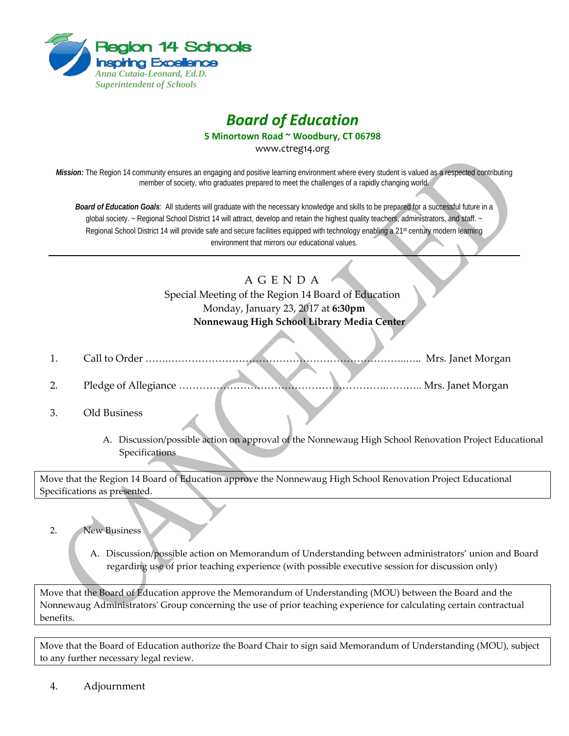**Region 14 Schools**
**Inspiring Excellence**
*Anna Cutaia-Leonard, Ed.D.*
*Superintendent of Schools*

# *Board of Education*

**5 Minortown Road ~ Woodbury, CT 06798**

www.ctreg14.org

***Mission:*** The Region 14 community ensures an engaging and positive learning environment where every student is valued as a respected contributing member of society, who graduates prepared to meet the challenges of a rapidly changing world.

***Board of Education Goals**:* All students will graduate with the necessary knowledge and skills to be prepared for a successful future in a global society. ~ Regional School District 14 will attract, develop and retain the highest quality teachers, administrators, and staff. ~ Regional School District 14 will provide safe and secure facilities equipped with technology enabling a 21st century modern learning environment that mirrors our educational values.

---

CANCELLED

## A G E N D A

Special Meeting of the Region 14 Board of Education
Monday, January 23, 2017 at **6:30pm**
**Nonnewaug High School Library Media Center**

1. Call to Order ……………………………………………………………………… Mrs. Janet Morgan

2. Pledge of Allegiance ……………………………………………………………… Mrs. Janet Morgan

3. Old Business

   A. Discussion/possible action on approval of the Nonnewaug High School Renovation Project Educational Specifications

> Move that the Region 14 Board of Education approve the Nonnewaug High School Renovation Project Educational Specifications as presented.

2. New Business

   A. Discussion/possible action on Memorandum of Understanding between administrators' union and Board regarding use of prior teaching experience (with possible executive session for discussion only)

> Move that the Board of Education approve the Memorandum of Understanding (MOU) between the Board and the Nonnewaug Administrators' Group concerning the use of prior teaching experience for calculating certain contractual benefits.

> Move that the Board of Education authorize the Board Chair to sign said Memorandum of Understanding (MOU), subject to any further necessary legal review.

4. Adjournment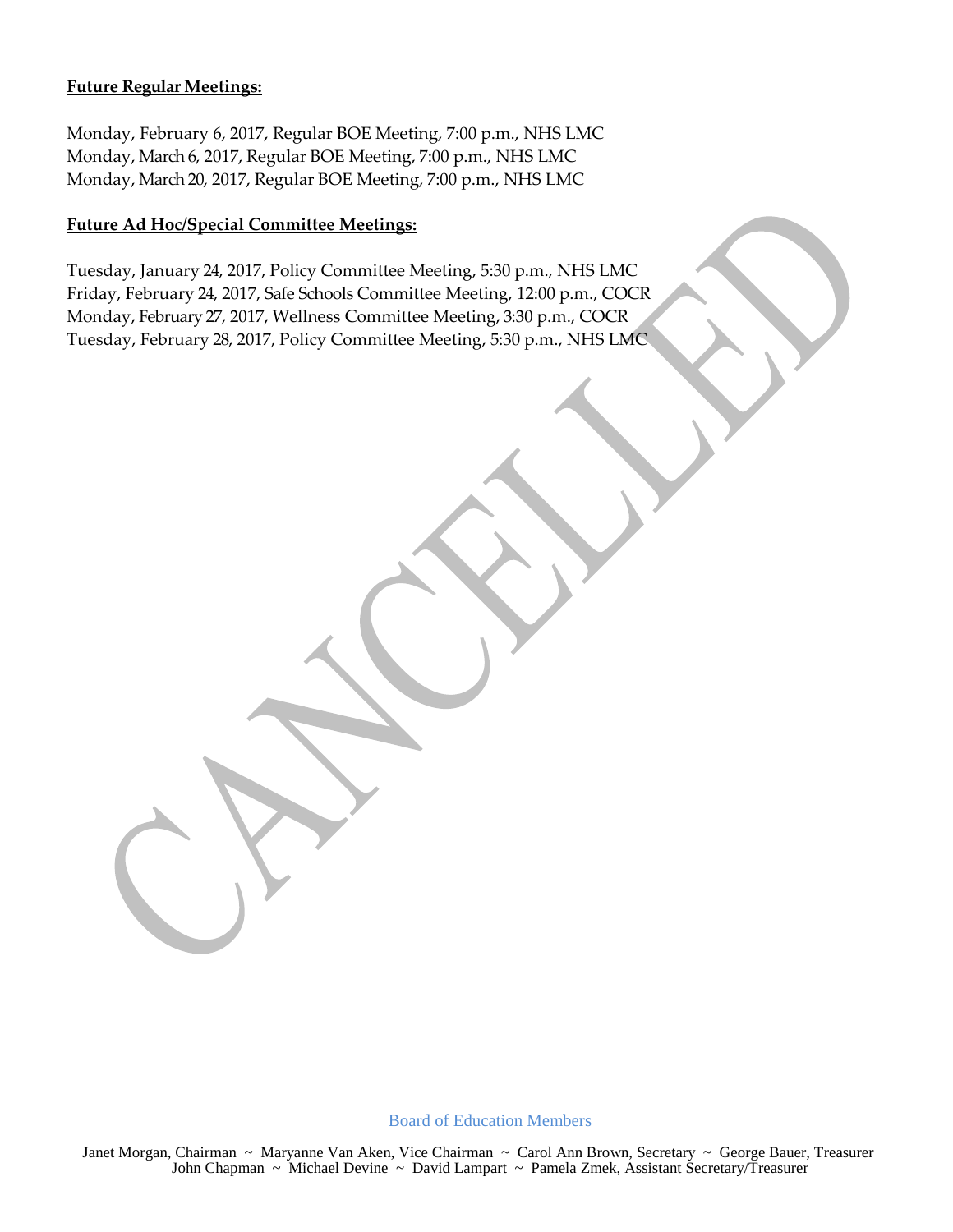**Future Regular Meetings:**

Monday, February 6, 2017, Regular BOE Meeting, 7:00 p.m., NHS LMC
Monday, March 6, 2017, Regular BOE Meeting, 7:00 p.m., NHS LMC
Monday, March 20, 2017, Regular BOE Meeting, 7:00 p.m., NHS LMC

**Future Ad Hoc/Special Committee Meetings:**

Tuesday, January 24, 2017, Policy Committee Meeting, 5:30 p.m., NHS LMC
Friday, February 24, 2017, Safe Schools Committee Meeting, 12:00 p.m., COCR
Monday, February 27, 2017, Wellness Committee Meeting, 3:30 p.m., COCR
Tuesday, February 28, 2017, Policy Committee Meeting, 5:30 p.m., NHS LMC

CANCELLED

Board of Education Members

Janet Morgan, Chairman ~ Maryanne Van Aken, Vice Chairman ~ Carol Ann Brown, Secretary ~ George Bauer, Treasurer
John Chapman ~ Michael Devine ~ David Lampart ~ Pamela Zmek, Assistant Secretary/Treasurer